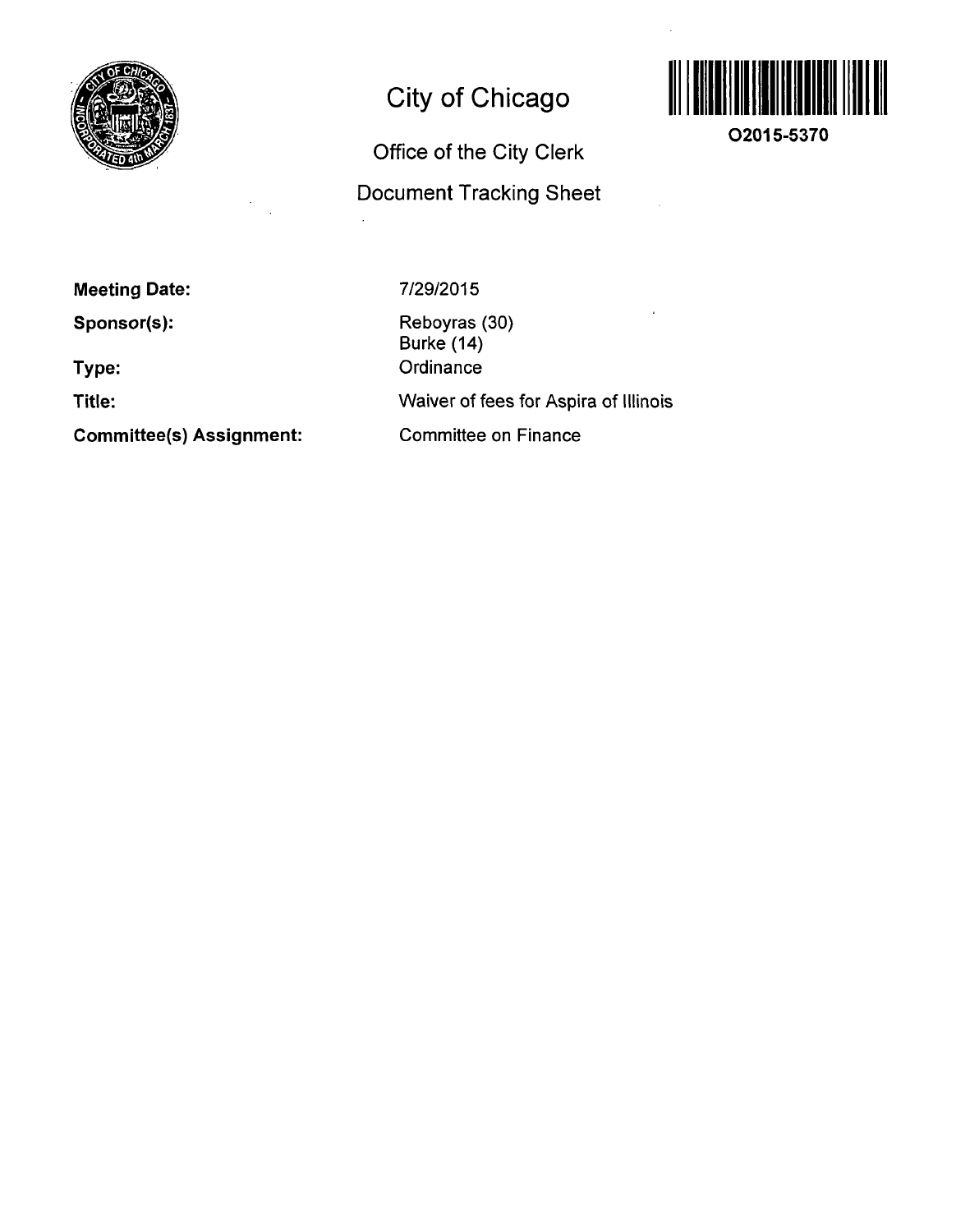# City of Chicago

## Office of the City Clerk

## Document Tracking Sheet

O2015-5370

**Meeting Date:** 7/29/2015

**Sponsor(s):** Reboyras (30)
Burke (14)

**Type:** Ordinance

**Title:** Waiver of fees for Aspira of Illinois

**Committee(s) Assignment:** Committee on Finance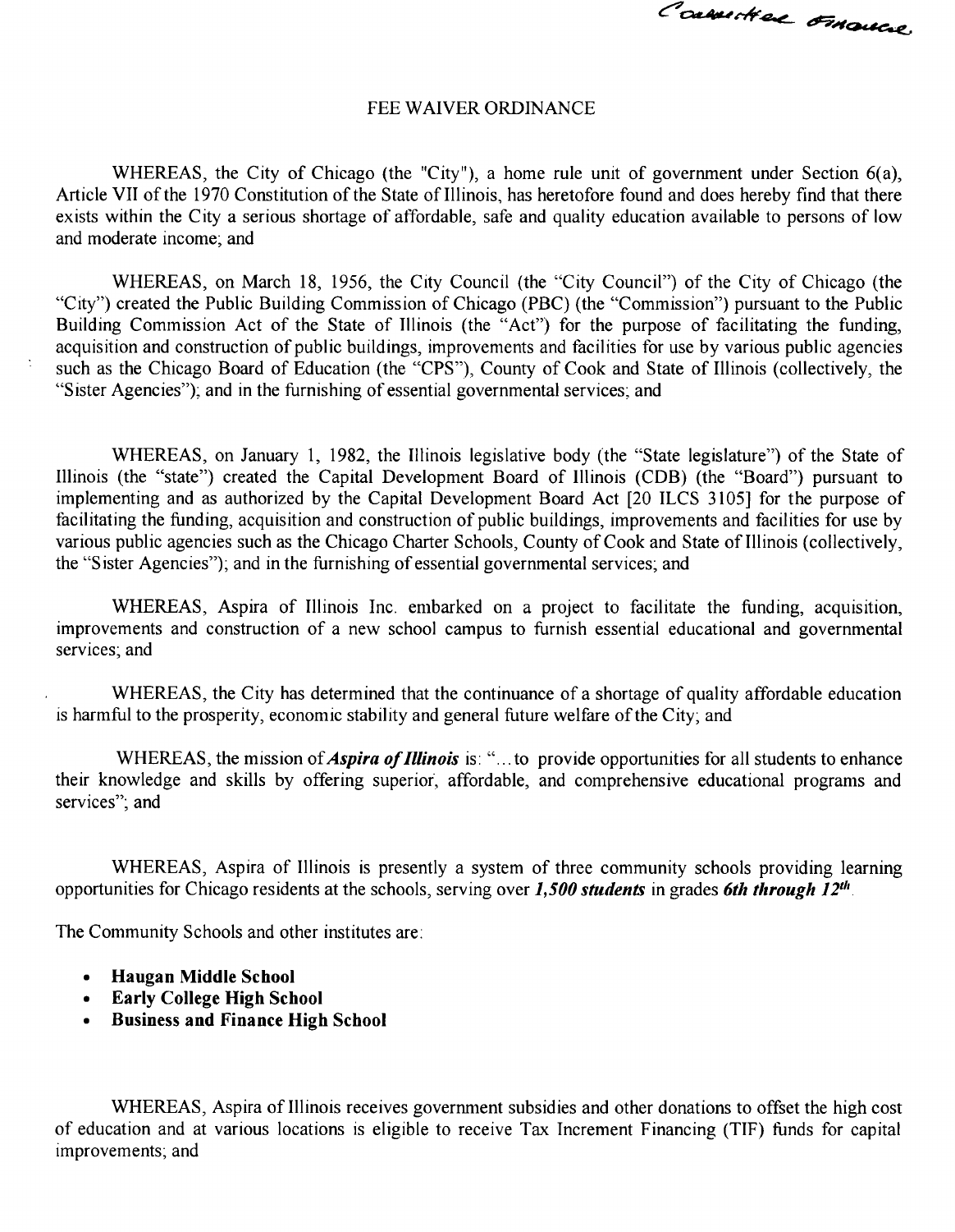Committee Finance

FEE WAIVER ORDINANCE

WHEREAS, the City of Chicago (the "City"), a home rule unit of government under Section 6(a), Article VII of the 1970 Constitution of the State of Illinois, has heretofore found and does hereby find that there exists within the City a serious shortage of affordable, safe and quality education available to persons of low and moderate income; and

WHEREAS, on March 18, 1956, the City Council (the "City Council") of the City of Chicago (the "City") created the Public Building Commission of Chicago (PBC) (the "Commission") pursuant to the Public Building Commission Act of the State of Illinois (the "Act") for the purpose of facilitating the funding, acquisition and construction of public buildings, improvements and facilities for use by various public agencies such as the Chicago Board of Education (the "CPS"), County of Cook and State of Illinois (collectively, the "Sister Agencies"); and in the furnishing of essential governmental services; and

WHEREAS, on January 1, 1982, the Illinois legislative body (the "State legislature") of the State of Illinois (the "state") created the Capital Development Board of Illinois (CDB) (the "Board") pursuant to implementing and as authorized by the Capital Development Board Act [20 ILCS 3105] for the purpose of facilitating the funding, acquisition and construction of public buildings, improvements and facilities for use by various public agencies such as the Chicago Charter Schools, County of Cook and State of Illinois (collectively, the "Sister Agencies"); and in the furnishing of essential governmental services; and

WHEREAS, Aspira of Illinois Inc. embarked on a project to facilitate the funding, acquisition, improvements and construction of a new school campus to furnish essential educational and governmental services; and

WHEREAS, the City has determined that the continuance of a shortage of quality affordable education is harmful to the prosperity, economic stability and general future welfare of the City; and

WHEREAS, the mission of ***Aspira of Illinois*** is: "... to provide opportunities for all students to enhance their knowledge and skills by offering superior, affordable, and comprehensive educational programs and services"; and

WHEREAS, Aspira of Illinois is presently a system of three community schools providing learning opportunities for Chicago residents at the schools, serving over ***1,500 students*** in grades ***6th through 12th***.

The Community Schools and other institutes are:

- **Haugan Middle School**
- **Early College High School**
- **Business and Finance High School**

WHEREAS, Aspira of Illinois receives government subsidies and other donations to offset the high cost of education and at various locations is eligible to receive Tax Increment Financing (TIF) funds for capital improvements; and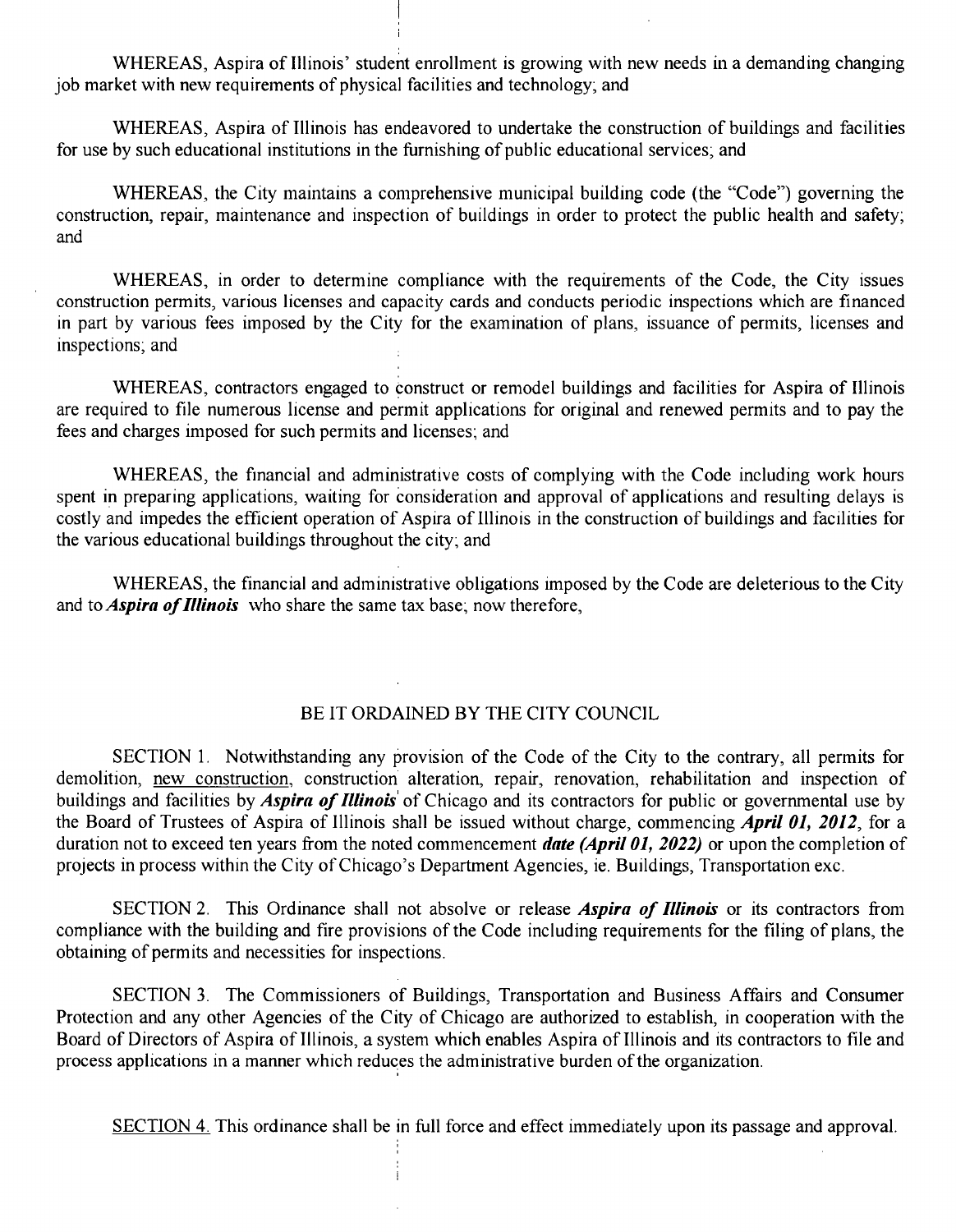WHEREAS, Aspira of Illinois' student enrollment is growing with new needs in a demanding changing job market with new requirements of physical facilities and technology; and

WHEREAS, Aspira of Illinois has endeavored to undertake the construction of buildings and facilities for use by such educational institutions in the furnishing of public educational services; and

WHEREAS, the City maintains a comprehensive municipal building code (the "Code") governing the construction, repair, maintenance and inspection of buildings in order to protect the public health and safety; and

WHEREAS, in order to determine compliance with the requirements of the Code, the City issues construction permits, various licenses and capacity cards and conducts periodic inspections which are financed in part by various fees imposed by the City for the examination of plans, issuance of permits, licenses and inspections; and

WHEREAS, contractors engaged to construct or remodel buildings and facilities for Aspira of Illinois are required to file numerous license and permit applications for original and renewed permits and to pay the fees and charges imposed for such permits and licenses; and

WHEREAS, the financial and administrative costs of complying with the Code including work hours spent in preparing applications, waiting for consideration and approval of applications and resulting delays is costly and impedes the efficient operation of Aspira of Illinois in the construction of buildings and facilities for the various educational buildings throughout the city; and

WHEREAS, the financial and administrative obligations imposed by the Code are deleterious to the City and to ***Aspira of Illinois*** who share the same tax base; now therefore,

BE IT ORDAINED BY THE CITY COUNCIL

SECTION 1. Notwithstanding any provision of the Code of the City to the contrary, all permits for demolition, new construction, construction alteration, repair, renovation, rehabilitation and inspection of buildings and facilities by ***Aspira of Illinois*** of Chicago and its contractors for public or governmental use by the Board of Trustees of Aspira of Illinois shall be issued without charge, commencing ***April 01, 2012***, for a duration not to exceed ten years from the noted commencement ***date (April 01, 2022)*** or upon the completion of projects in process within the City of Chicago's Department Agencies, ie. Buildings, Transportation exc.

SECTION 2. This Ordinance shall not absolve or release ***Aspira of Illinois*** or its contractors from compliance with the building and fire provisions of the Code including requirements for the filing of plans, the obtaining of permits and necessities for inspections.

SECTION 3. The Commissioners of Buildings, Transportation and Business Affairs and Consumer Protection and any other Agencies of the City of Chicago are authorized to establish, in cooperation with the Board of Directors of Aspira of Illinois, a system which enables Aspira of Illinois and its contractors to file and process applications in a manner which reduces the administrative burden of the organization.

SECTION 4. This ordinance shall be in full force and effect immediately upon its passage and approval.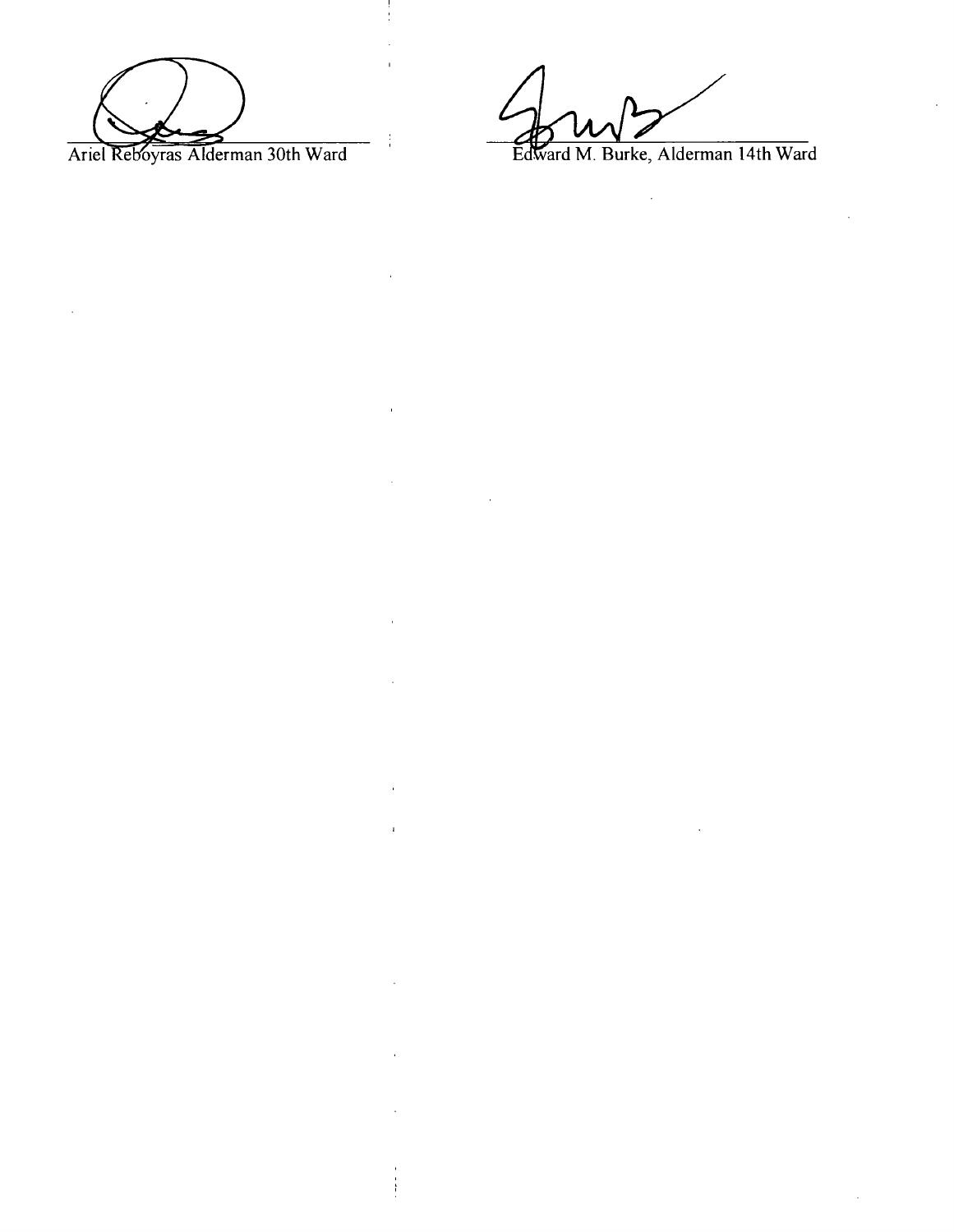Ariel Reboyras Alderman 30th Ward

Edward M. Burke, Alderman 14th Ward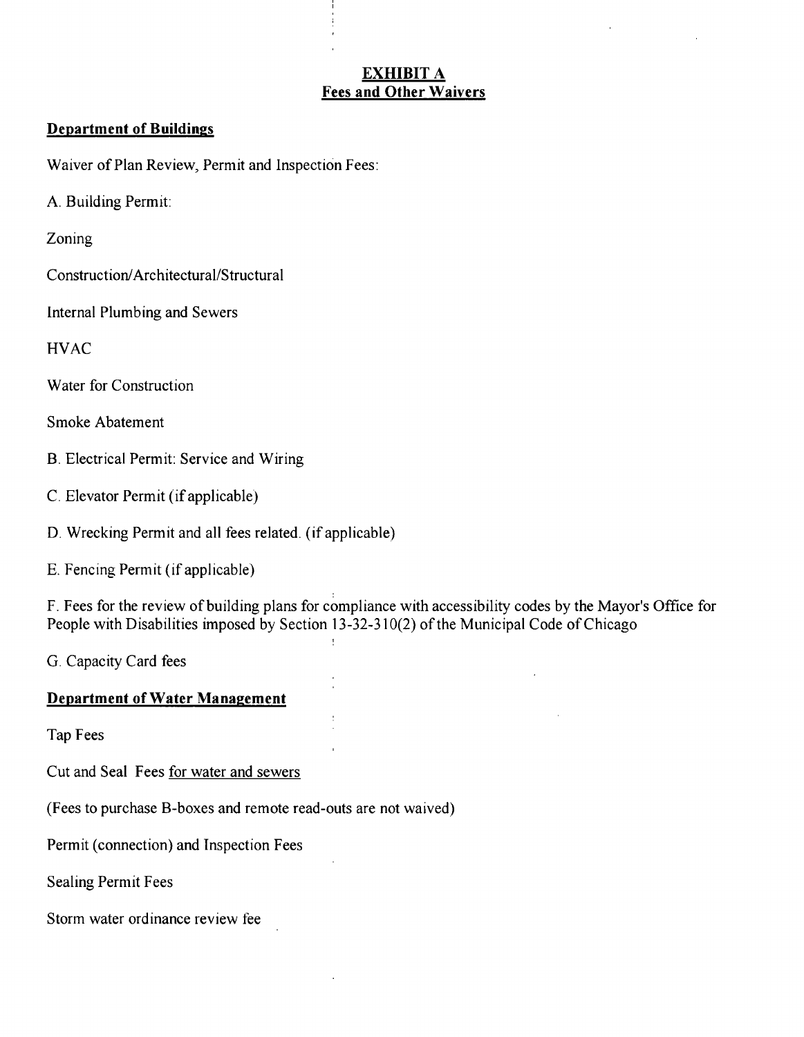# EXHIBIT A
## Fees and Other Waivers

### Department of Buildings

Waiver of Plan Review, Permit and Inspection Fees:

A. Building Permit:

Zoning

Construction/Architectural/Structural

Internal Plumbing and Sewers

HVAC

Water for Construction

Smoke Abatement

B. Electrical Permit: Service and Wiring

C. Elevator Permit (if applicable)

D. Wrecking Permit and all fees related. (if applicable)

E. Fencing Permit (if applicable)

F. Fees for the review of building plans for compliance with accessibility codes by the Mayor's Office for People with Disabilities imposed by Section 13-32-310(2) of the Municipal Code of Chicago

G. Capacity Card fees

### Department of Water Management

Tap Fees

Cut and Seal Fees <u>for water and sewers</u>

(Fees to purchase B-boxes and remote read-outs are not waived)

Permit (connection) and Inspection Fees

Sealing Permit Fees

Storm water ordinance review fee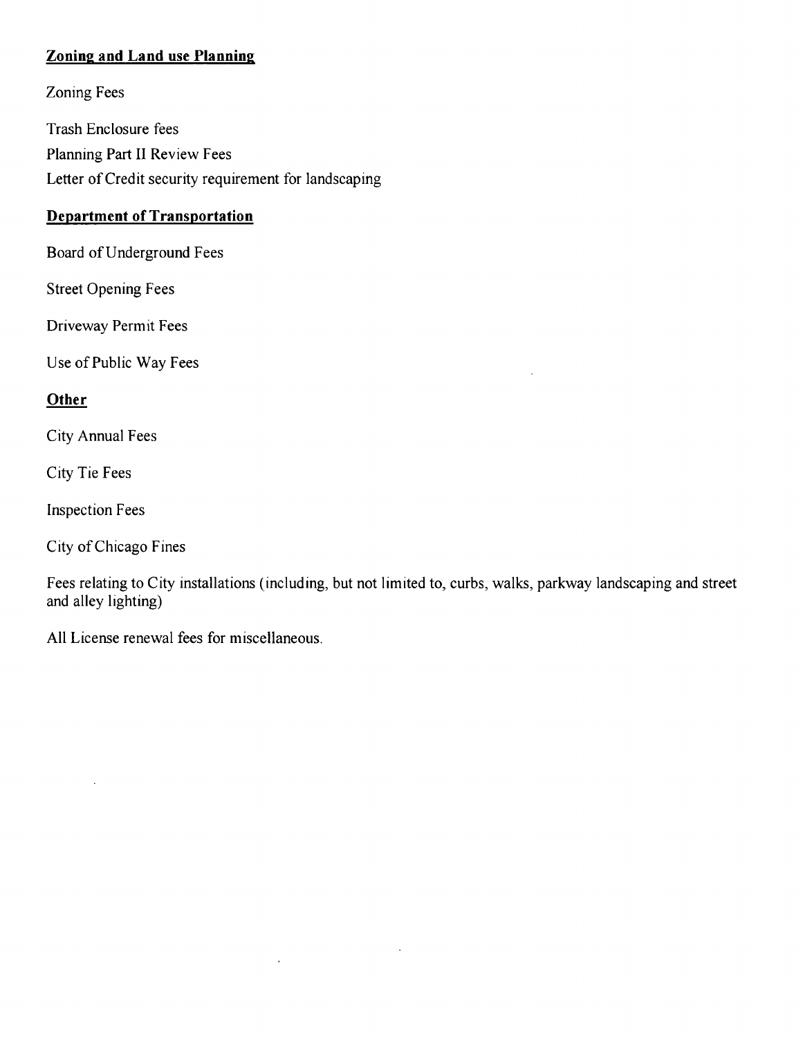**<u>Zoning and Land use Planning</u>**

Zoning Fees

Trash Enclosure fees
Planning Part II Review Fees
Letter of Credit security requirement for landscaping

**<u>Department of Transportation</u>**

Board of Underground Fees

Street Opening Fees

Driveway Permit Fees

Use of Public Way Fees

**<u>Other</u>**

City Annual Fees

City Tie Fees

Inspection Fees

City of Chicago Fines

Fees relating to City installations (including, but not limited to, curbs, walks, parkway landscaping and street and alley lighting)

All License renewal fees for miscellaneous.